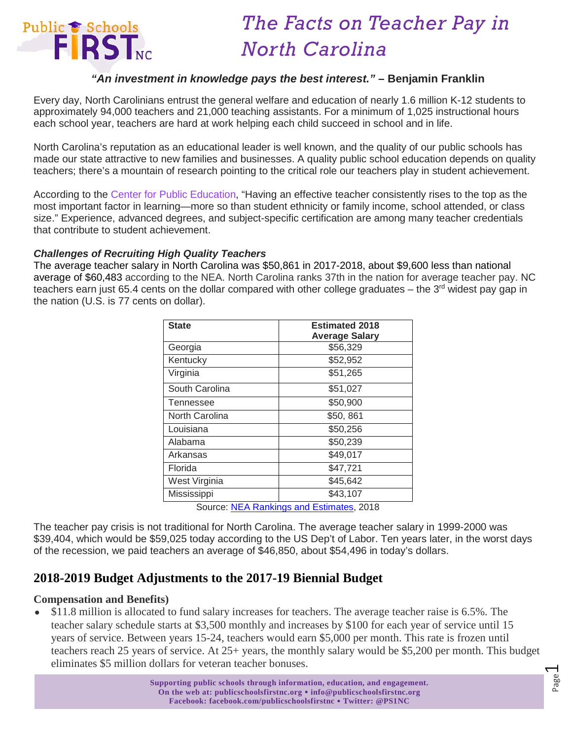# The Facts on Teacher Pay in North Carolina

***"An investment in knowledge pays the best interest."* – Benjamin Franklin**

Every day, North Carolinians entrust the general welfare and education of nearly 1.6 million K-12 students to approximately 94,000 teachers and 21,000 teaching assistants. For a minimum of 1,025 instructional hours each school year, teachers are hard at work helping each child succeed in school and in life.

North Carolina's reputation as an educational leader is well known, and the quality of our public schools has made our state attractive to new families and businesses. A quality public school education depends on quality teachers; there's a mountain of research pointing to the critical role our teachers play in student achievement.

According to the Center for Public Education, "Having an effective teacher consistently rises to the top as the most important factor in learning—more so than student ethnicity or family income, school attended, or class size." Experience, advanced degrees, and subject-specific certification are among many teacher credentials that contribute to student achievement.

### *Challenges of Recruiting High Quality Teachers*

The average teacher salary in North Carolina was $50,861 in 2017-2018, about $9,600 less than national average of $60,483 according to the NEA. North Carolina ranks 37th in the nation for average teacher pay. NC teachers earn just 65.4 cents on the dollar compared with other college graduates – the 3rd widest pay gap in the nation (U.S. is 77 cents on dollar).

| State | Estimated 2018 Average Salary |
|---|---|
| Georgia | $56,329 |
| Kentucky | $52,952 |
| Virginia | $51,265 |
| South Carolina | $51,027 |
| Tennessee | $50,900 |
| North Carolina | $50, 861 |
| Louisiana | $50,256 |
| Alabama | $50,239 |
| Arkansas | $49,017 |
| Florida | $47,721 |
| West Virginia | $45,642 |
| Mississippi | $43,107 |

Source: NEA Rankings and Estimates, 2018

The teacher pay crisis is not traditional for North Carolina. The average teacher salary in 1999-2000 was $39,404, which would be $59,025 today according to the US Dep't of Labor. Ten years later, in the worst days of the recession, we paid teachers an average of $46,850, about $54,496 in today's dollars.

## 2018-2019 Budget Adjustments to the 2017-19 Biennial Budget

**Compensation and Benefits)**

- $11.8 million is allocated to fund salary increases for teachers. The average teacher raise is 6.5%. The teacher salary schedule starts at $3,500 monthly and increases by $100 for each year of service until 15 years of service. Between years 15-24, teachers would earn $5,000 per month. This rate is frozen until teachers reach 25 years of service. At 25+ years, the monthly salary would be $5,200 per month. This budget eliminates $5 million dollars for veteran teacher bonuses.

Supporting public schools through information, education, and engagement.
On the web at: publicschoolsfirstnc.org • info@publicschoolsfirstnc.org
Facebook: facebook.com/publicschoolsfirstnc • Twitter: @PS1NC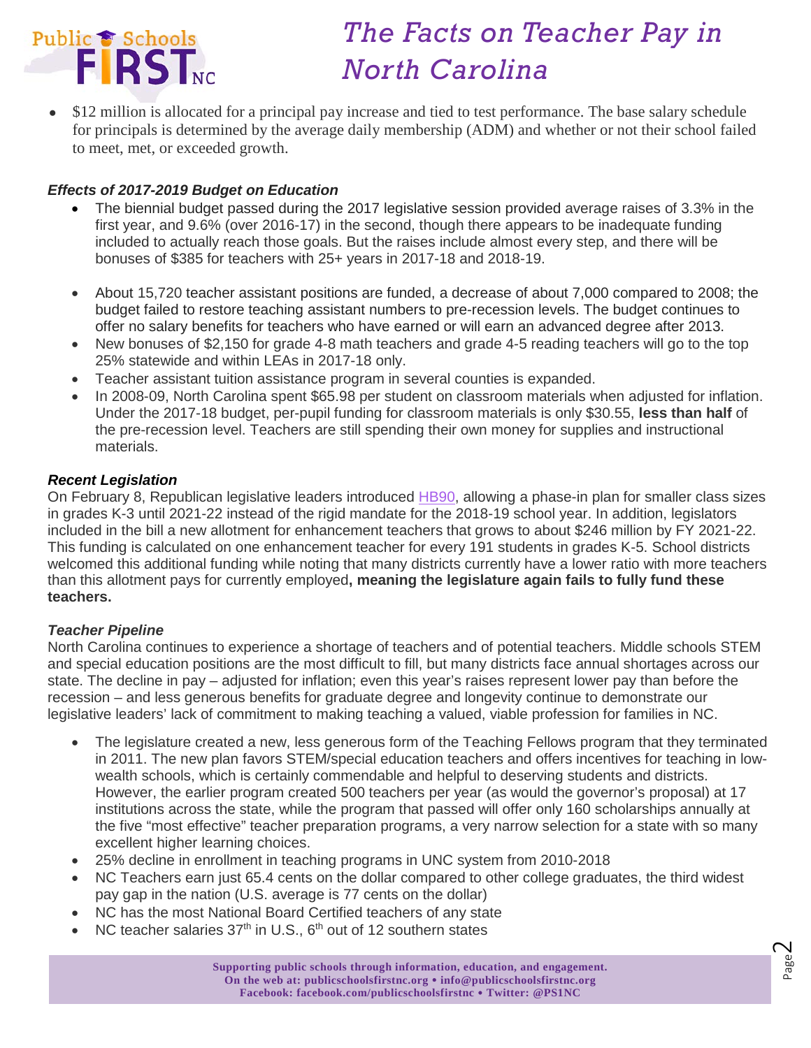- $12 million is allocated for a principal pay increase and tied to test performance. The base salary schedule for principals is determined by the average daily membership (ADM) and whether or not their school failed to meet, met, or exceeded growth.

***Effects of 2017-2019 Budget on Education***

- The biennial budget passed during the 2017 legislative session provided average raises of 3.3% in the first year, and 9.6% (over 2016-17) in the second, though there appears to be inadequate funding included to actually reach those goals. But the raises include almost every step, and there will be bonuses of $385 for teachers with 25+ years in 2017-18 and 2018-19.
- About 15,720 teacher assistant positions are funded, a decrease of about 7,000 compared to 2008; the budget failed to restore teaching assistant numbers to pre-recession levels. The budget continues to offer no salary benefits for teachers who have earned or will earn an advanced degree after 2013.
- New bonuses of $2,150 for grade 4-8 math teachers and grade 4-5 reading teachers will go to the top 25% statewide and within LEAs in 2017-18 only.
- Teacher assistant tuition assistance program in several counties is expanded.
- In 2008-09, North Carolina spent $65.98 per student on classroom materials when adjusted for inflation. Under the 2017-18 budget, per-pupil funding for classroom materials is only $30.55, **less than half** of the pre-recession level. Teachers are still spending their own money for supplies and instructional materials.

***Recent Legislation***

On February 8, Republican legislative leaders introduced HB90, allowing a phase-in plan for smaller class sizes in grades K-3 until 2021-22 instead of the rigid mandate for the 2018-19 school year. In addition, legislators included in the bill a new allotment for enhancement teachers that grows to about $246 million by FY 2021-22. This funding is calculated on one enhancement teacher for every 191 students in grades K-5. School districts welcomed this additional funding while noting that many districts currently have a lower ratio with more teachers than this allotment pays for currently employed**, meaning the legislature again fails to fully fund these teachers.**

***Teacher Pipeline***

North Carolina continues to experience a shortage of teachers and of potential teachers. Middle schools STEM and special education positions are the most difficult to fill, but many districts face annual shortages across our state. The decline in pay – adjusted for inflation; even this year's raises represent lower pay than before the recession – and less generous benefits for graduate degree and longevity continue to demonstrate our legislative leaders' lack of commitment to making teaching a valued, viable profession for families in NC.

- The legislature created a new, less generous form of the Teaching Fellows program that they terminated in 2011. The new plan favors STEM/special education teachers and offers incentives for teaching in low-wealth schools, which is certainly commendable and helpful to deserving students and districts. However, the earlier program created 500 teachers per year (as would the governor's proposal) at 17 institutions across the state, while the program that passed will offer only 160 scholarships annually at the five "most effective" teacher preparation programs, a very narrow selection for a state with so many excellent higher learning choices.
- 25% decline in enrollment in teaching programs in UNC system from 2010-2018
- NC Teachers earn just 65.4 cents on the dollar compared to other college graduates, the third widest pay gap in the nation (U.S. average is 77 cents on the dollar)
- NC has the most National Board Certified teachers of any state
- NC teacher salaries 37th in U.S., 6th out of 12 southern states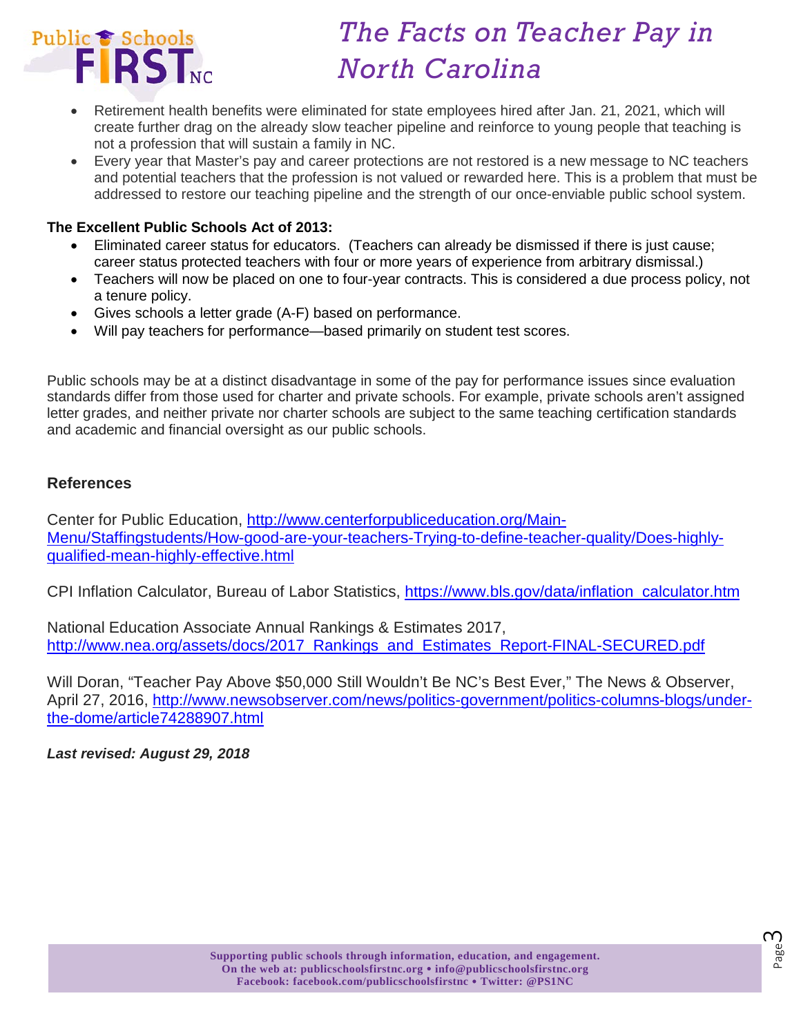- Retirement health benefits were eliminated for state employees hired after Jan. 21, 2021, which will create further drag on the already slow teacher pipeline and reinforce to young people that teaching is not a profession that will sustain a family in NC.
- Every year that Master's pay and career protections are not restored is a new message to NC teachers and potential teachers that the profession is not valued or rewarded here. This is a problem that must be addressed to restore our teaching pipeline and the strength of our once-enviable public school system.

**The Excellent Public Schools Act of 2013:**

- Eliminated career status for educators. (Teachers can already be dismissed if there is just cause; career status protected teachers with four or more years of experience from arbitrary dismissal.)
- Teachers will now be placed on one to four-year contracts. This is considered a due process policy, not a tenure policy.
- Gives schools a letter grade (A-F) based on performance.
- Will pay teachers for performance—based primarily on student test scores.

Public schools may be at a distinct disadvantage in some of the pay for performance issues since evaluation standards differ from those used for charter and private schools. For example, private schools aren't assigned letter grades, and neither private nor charter schools are subject to the same teaching certification standards and academic and financial oversight as our public schools.

## References

Center for Public Education, http://www.centerforpubliceducation.org/Main-Menu/Staffingstudents/How-good-are-your-teachers-Trying-to-define-teacher-quality/Does-highly-qualified-mean-highly-effective.html

CPI Inflation Calculator, Bureau of Labor Statistics, https://www.bls.gov/data/inflation_calculator.htm

National Education Associate Annual Rankings & Estimates 2017, http://www.nea.org/assets/docs/2017_Rankings_and_Estimates_Report-FINAL-SECURED.pdf

Will Doran, "Teacher Pay Above $50,000 Still Wouldn't Be NC's Best Ever," The News & Observer, April 27, 2016, http://www.newsobserver.com/news/politics-government/politics-columns-blogs/under-the-dome/article74288907.html

***Last revised: August 29, 2018***